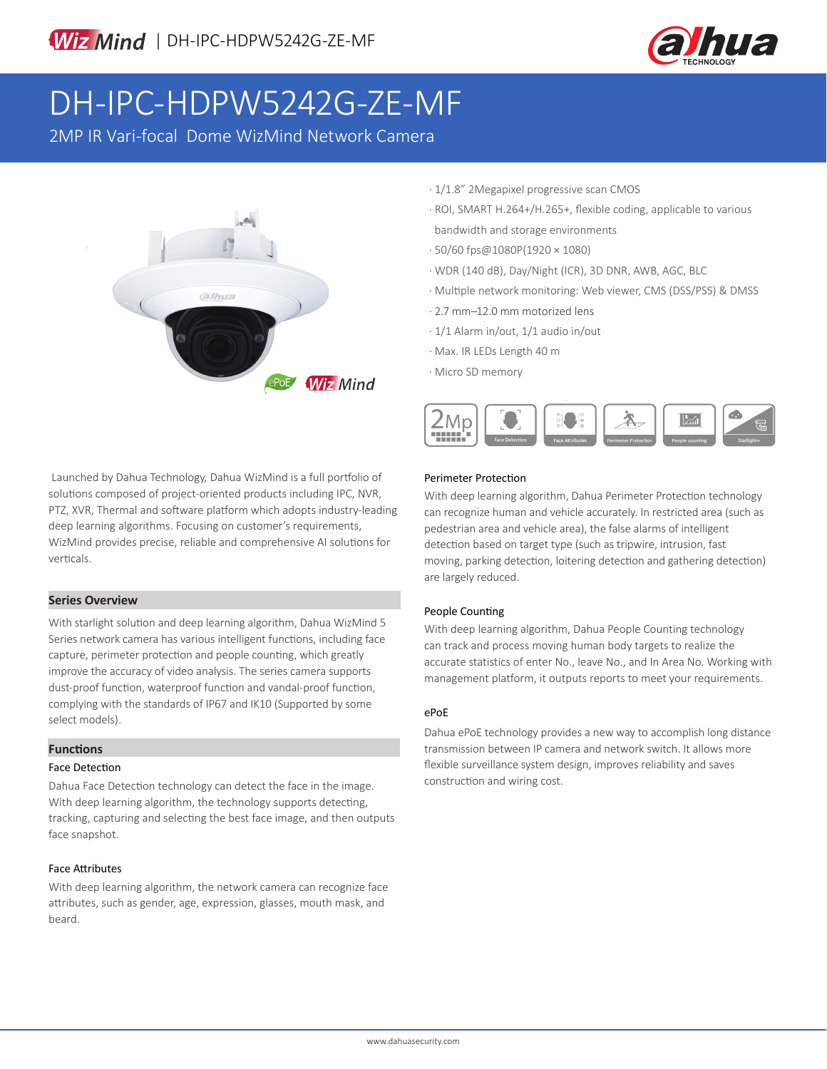# DH-IPC-HDPW5242G-ZE-MF

2MP IR Vari-focal Dome WizMind Network Camera

- 1/1.8" 2Megapixel progressive scan CMOS
- ROI, SMART H.264+/H.265+, flexible coding, applicable to various bandwidth and storage environments
- 50/60 fps@1080P(1920 × 1080)
- WDR (140 dB), Day/Night (ICR), 3D DNR, AWB, AGC, BLC
- Multiple network monitoring: Web viewer, CMS (DSS/PSS) & DMSS
- 2.7 mm–12.0 mm motorized lens
- 1/1 Alarm in/out, 1/1 audio in/out
- Max. IR LEDs Length 40 m
- Micro SD memory

Launched by Dahua Technology, Dahua WizMind is a full portfolio of solutions composed of project-oriented products including IPC, NVR, PTZ, XVR, Thermal and software platform which adopts industry-leading deep learning algorithms. Focusing on customer's requirements, WizMind provides precise, reliable and comprehensive AI solutions for verticals.

## Series Overview

With starlight solution and deep learning algorithm, Dahua WizMind 5 Series network camera has various intelligent functions, including face capture, perimeter protection and people counting, which greatly improve the accuracy of video analysis. The series camera supports dust-proof function, waterproof function and vandal-proof function, complying with the standards of IP67 and IK10 (Supported by some select models).

## Functions

### Face Detection

Dahua Face Detection technology can detect the face in the image. With deep learning algorithm, the technology supports detecting, tracking, capturing and selecting the best face image, and then outputs face snapshot.

### Face Attributes

With deep learning algorithm, the network camera can recognize face attributes, such as gender, age, expression, glasses, mouth mask, and beard.

### Perimeter Protection

With deep learning algorithm, Dahua Perimeter Protection technology can recognize human and vehicle accurately. In restricted area (such as pedestrian area and vehicle area), the false alarms of intelligent detection based on target type (such as tripwire, intrusion, fast moving, parking detection, loitering detection and gathering detection) are largely reduced.

### People Counting

With deep learning algorithm, Dahua People Counting technology can track and process moving human body targets to realize the accurate statistics of enter No., leave No., and In Area No. Working with management platform, it outputs reports to meet your requirements.

### ePoE

Dahua ePoE technology provides a new way to accomplish long distance transmission between IP camera and network switch. It allows more flexible surveillance system design, improves reliability and saves construction and wiring cost.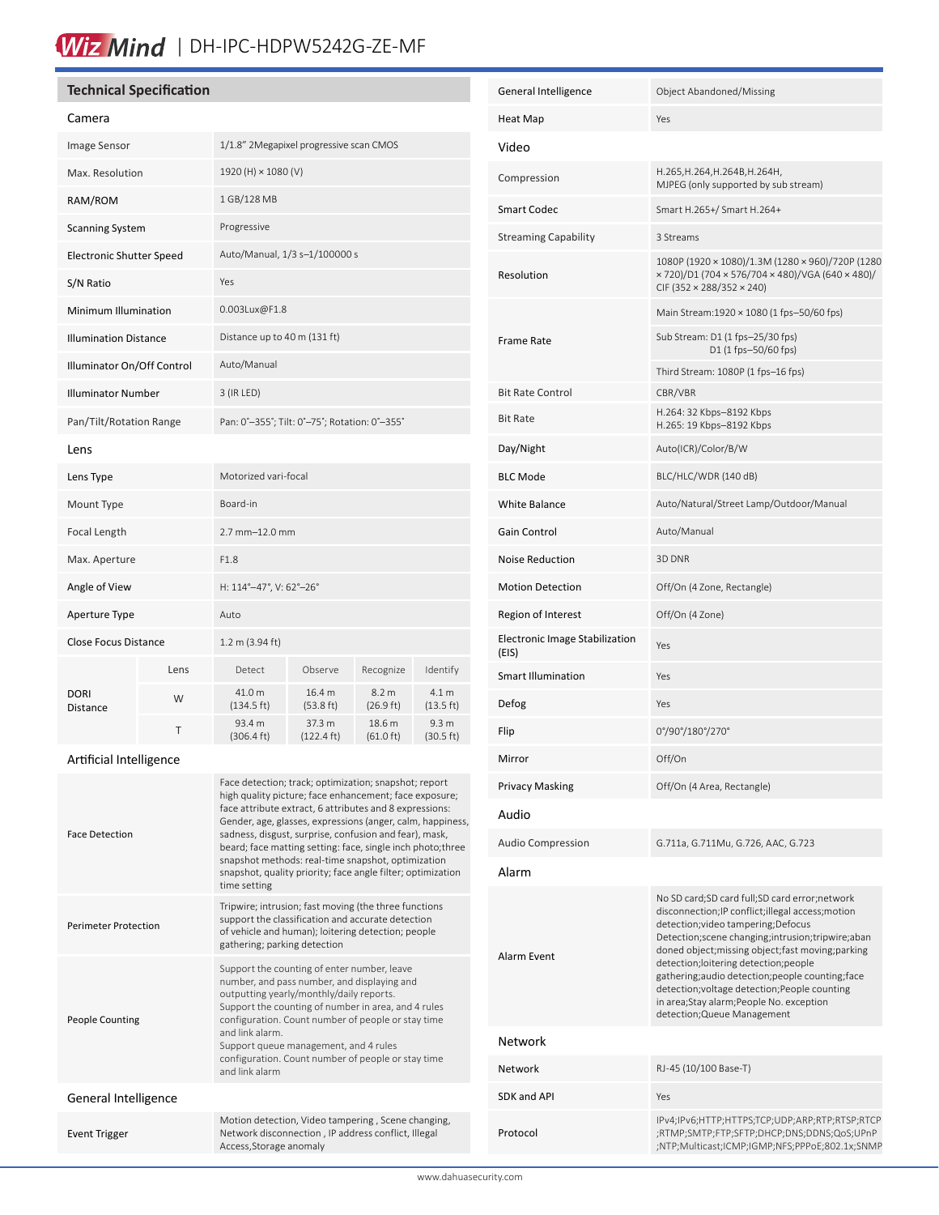# WizMind | DH-IPC-HDPW5242G-ZE-MF

## Technical Specification

### Camera

| | |
|---|---|
| Image Sensor | 1/1.8" 2Megapixel progressive scan CMOS |
| Max. Resolution | 1920 (H) × 1080 (V) |
| RAM/ROM | 1 GB/128 MB |
| Scanning System | Progressive |
| Electronic Shutter Speed | Auto/Manual, 1/3 s–1/100000 s |
| S/N Ratio | Yes |
| Minimum Illumination | 0.003Lux@F1.8 |
| Illumination Distance | Distance up to 40 m (131 ft) |
| Illuminator On/Off Control | Auto/Manual |
| Illuminator Number | 3 (IR LED) |
| Pan/Tilt/Rotation Range | Pan: 0°–355°; Tilt: 0°–75°; Rotation: 0°–355° |

### Lens

| | | | | | |
|---|---|---|---|---|---|
| Lens Type | Motorized vari-focal | | | | |
| Mount Type | Board-in | | | | |
| Focal Length | 2.7 mm–12.0 mm | | | | |
| Max. Aperture | F1.8 | | | | |
| Angle of View | H: 114°–47°, V: 62°–26° | | | | |
| Aperture Type | Auto | | | | |
| Close Focus Distance | 1.2 m (3.94 ft) | | | | |
| DORI Distance | Lens | Detect | Observe | Recognize | Identify |
| | W | 41.0 m (134.5 ft) | 16.4 m (53.8 ft) | 8.2 m (26.9 ft) | 4.1 m (13.5 ft) |
| | T | 93.4 m (306.4 ft) | 37.3 m (122.4 ft) | 18.6 m (61.0 ft) | 9.3 m (30.5 ft) |

### Artificial Intelligence

| | |
|---|---|
| Face Detection | Face detection; track; optimization; snapshot; report high quality picture; face enhancement; face exposure; face attribute extract, 6 attributes and 8 expressions: Gender, age, glasses, expressions (anger, calm, happiness, sadness, disgust, surprise, confusion and fear), mask, beard; face matting setting: face, single inch photo;three snapshot methods: real-time snapshot, optimization snapshot, quality priority; face angle filter; optimization time setting |
| Perimeter Protection | Tripwire; intrusion; fast moving (the three functions support the classification and accurate detection of vehicle and human); loitering detection; people gathering; parking detection |
| People Counting | Support the counting of enter number, leave number, and pass number, and displaying and outputting yearly/monthly/daily reports. Support the counting of number in area, and 4 rules configuration. Count number of people or stay time and link alarm. Support queue management, and 4 rules configuration. Count number of people or stay time and link alarm |

### General Intelligence

| | |
|---|---|
| Event Trigger | Motion detection, Video tampering , Scene changing, Network disconnection , IP address conflict, Illegal Access,Storage anomaly |
| General Intelligence | Object Abandoned/Missing |
| Heat Map | Yes |

### Video

| | |
|---|---|
| Compression | H.265,H.264,H.264B,H.264H, MJPEG (only supported by sub stream) |
| Smart Codec | Smart H.265+/ Smart H.264+ |
| Streaming Capability | 3 Streams |
| Resolution | 1080P (1920 × 1080)/1.3M (1280 × 960)/720P (1280 × 720)/D1 (704 × 576/704 × 480)/VGA (640 × 480)/ CIF (352 × 288/352 × 240) |
| Frame Rate | Main Stream:1920 × 1080 (1 fps–50/60 fps) |
| | Sub Stream: D1 (1 fps–25/30 fps) D1 (1 fps–50/60 fps) |
| | Third Stream: 1080P (1 fps–16 fps) |
| Bit Rate Control | CBR/VBR |
| Bit Rate | H.264: 32 Kbps–8192 Kbps H.265: 19 Kbps–8192 Kbps |
| Day/Night | Auto(ICR)/Color/B/W |
| BLC Mode | BLC/HLC/WDR (140 dB) |
| White Balance | Auto/Natural/Street Lamp/Outdoor/Manual |
| Gain Control | Auto/Manual |
| Noise Reduction | 3D DNR |
| Motion Detection | Off/On (4 Zone, Rectangle) |
| Region of Interest | Off/On (4 Zone) |
| Electronic Image Stabilization (EIS) | Yes |
| Smart Illumination | Yes |
| Defog | Yes |
| Flip | 0°/90°/180°/270° |
| Mirror | Off/On |
| Privacy Masking | Off/On (4 Area, Rectangle) |

### Audio

| | |
|---|---|
| Audio Compression | G.711a, G.711Mu, G.726, AAC, G.723 |

### Alarm

| | |
|---|---|
| Alarm Event | No SD card;SD card full;SD card error;network disconnection;IP conflict;illegal access;motion detection;video tampering;Defocus Detection;scene changing;intrusion;tripwire;abandoned object;missing object;fast moving;parking detection;loitering detection;people gathering;audio detection;people counting;face detection;voltage detection;People counting in area;Stay alarm;People No. exception detection;Queue Management |

### Network

| | |
|---|---|
| Network | RJ-45 (10/100 Base-T) |
| SDK and API | Yes |
| Protocol | IPv4;IPv6;HTTP;HTTPS;TCP;UDP;ARP;RTP;RTSP;RTCP;RTMP;SMTP;FTP;SFTP;DHCP;DNS;DDNS;QoS;UPnP;NTP;Multicast;ICMP;IGMP;NFS;PPPoE;802.1x;SNMP |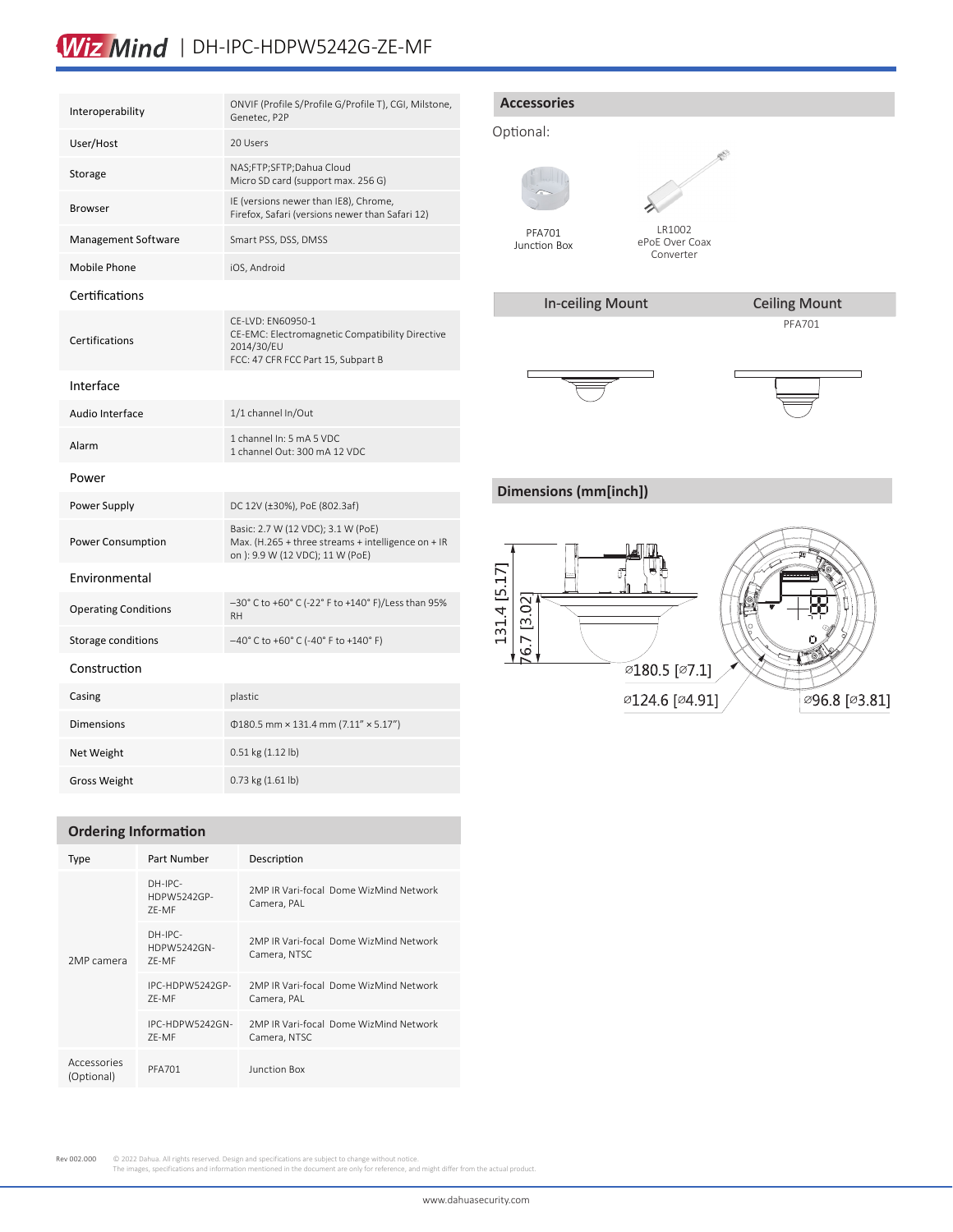# WizMind | DH-IPC-HDPW5242G-ZE-MF

| | |
|---|---|
| Interoperability | ONVIF (Profile S/Profile G/Profile T), CGI, Milstone, Genetec, P2P |
| User/Host | 20 Users |
| Storage | NAS;FTP;SFTP;Dahua Cloud<br>Micro SD card (support max. 256 G) |
| Browser | IE (versions newer than IE8), Chrome, Firefox, Safari (versions newer than Safari 12) |
| Management Software | Smart PSS, DSS, DMSS |
| Mobile Phone | iOS, Android |
| **Certifications** | |
| Certifications | CE-LVD: EN60950-1<br>CE-EMC: Electromagnetic Compatibility Directive 2014/30/EU<br>FCC: 47 CFR FCC Part 15, Subpart B |
| **Interface** | |
| Audio Interface | 1/1 channel In/Out |
| Alarm | 1 channel In: 5 mA 5 VDC<br>1 channel Out: 300 mA 12 VDC |
| **Power** | |
| Power Supply | DC 12V (±30%), PoE (802.3af) |
| Power Consumption | Basic: 2.7 W (12 VDC); 3.1 W (PoE)<br>Max. (H.265 + three streams + intelligence on + IR on ): 9.9 W (12 VDC); 11 W (PoE) |
| **Environmental** | |
| Operating Conditions | –30° C to +60° C (-22° F to +140° F)/Less than 95% RH |
| Storage conditions | –40° C to +60° C (-40° F to +140° F) |
| **Construction** | |
| Casing | plastic |
| Dimensions | Φ180.5 mm × 131.4 mm (7.11" × 5.17") |
| Net Weight | 0.51 kg (1.12 lb) |
| Gross Weight | 0.73 kg (1.61 lb) |

## Ordering Information

| Type | Part Number | Description |
|---|---|---|
| 2MP camera | DH-IPC-HDPW5242GP-ZE-MF | 2MP IR Vari-focal Dome WizMind Network Camera, PAL |
| | DH-IPC-HDPW5242GN-ZE-MF | 2MP IR Vari-focal Dome WizMind Network Camera, NTSC |
| | IPC-HDPW5242GP-ZE-MF | 2MP IR Vari-focal Dome WizMind Network Camera, PAL |
| | IPC-HDPW5242GN-ZE-MF | 2MP IR Vari-focal Dome WizMind Network Camera, NTSC |
| Accessories (Optional) | PFA701 | Junction Box |

## Accessories

Optional:

PFA701
Junction Box

LR1002
ePoE Over Coax Converter

| In-ceiling Mount | Ceiling Mount |
|---|---|
| | PFA701 |

## Dimensions (mm[inch])

131.4 [5.17]
76.7 [3.02]
⌀180.5 [⌀7.1]
⌀124.6 [⌀4.91]
⌀96.8 [⌀3.81]

Rev 002.000 © 2022 Dahua. All rights reserved. Design and specifications are subject to change without notice.
The images, specifications and information mentioned in the document are only for reference, and might differ from the actual product.

www.dahuasecurity.com